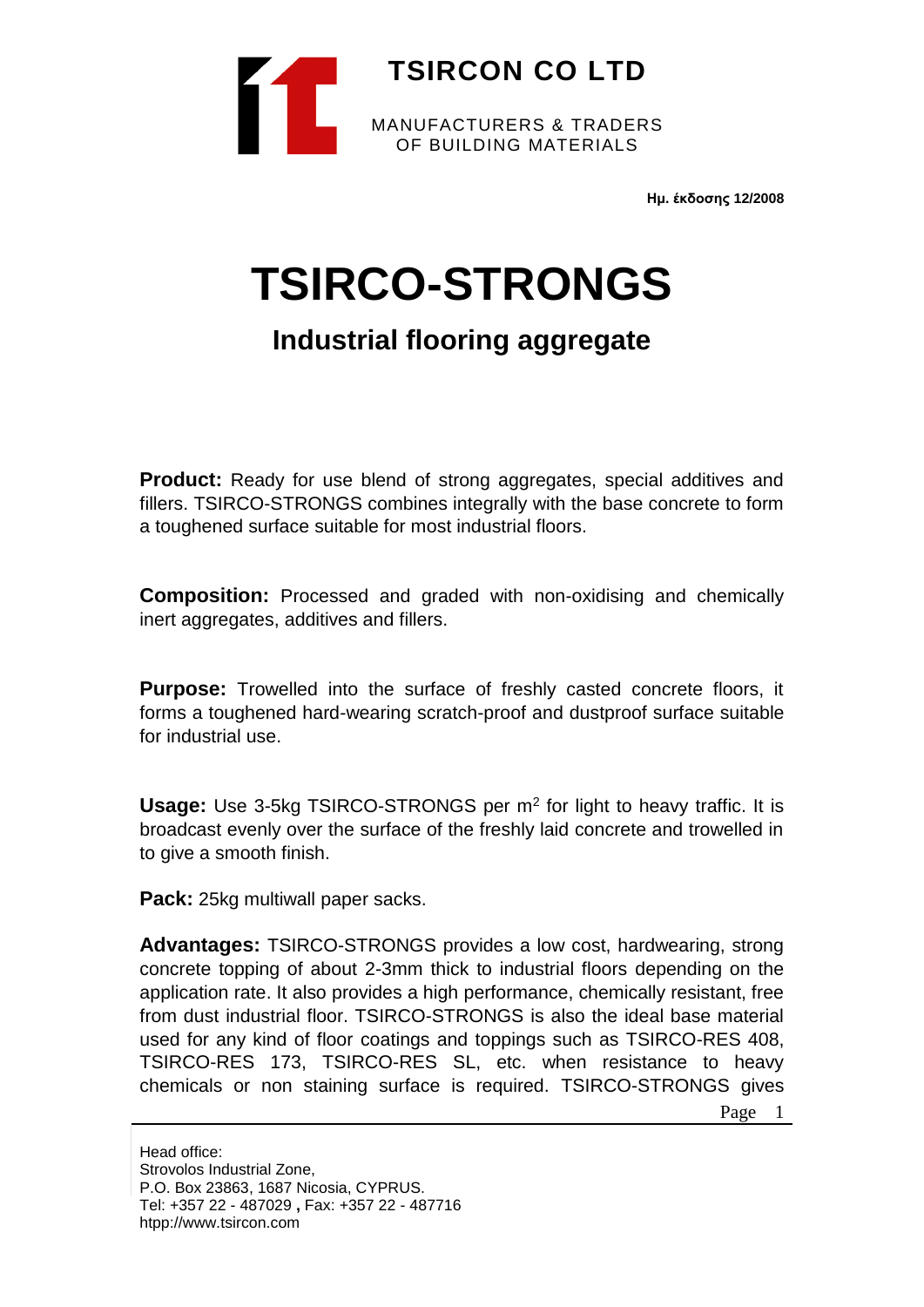**TSIRCON CO LTD**

MANUFACTURERS & TRADERS OF BUILDING MATERIALS

**Ημ. έκδοσης 12/2008**

# TSIRCO-STRONGS

## Industrial flooring aggregate

**Product:** Ready for use blend of strong aggregates, special additives and fillers. TSIRCO-STRONGS combines integrally with the base concrete to form a toughened surface suitable for most industrial floors.

**Composition:** Processed and graded with non-oxidising and chemically inert aggregates, additives and fillers.

**Purpose:** Trowelled into the surface of freshly casted concrete floors, it forms a toughened hard-wearing scratch-proof and dustproof surface suitable for industrial use.

**Usage:** Use 3-5kg TSIRCO-STRONGS per $m^2$ for light to heavy traffic. It is broadcast evenly over the surface of the freshly laid concrete and trowelled in to give a smooth finish.

**Pack:** 25kg multiwall paper sacks.

**Advantages:** TSIRCO-STRONGS provides a low cost, hardwearing, strong concrete topping of about 2-3mm thick to industrial floors depending on the application rate. It also provides a high performance, chemically resistant, free from dust industrial floor. TSIRCO-STRONGS is also the ideal base material used for any kind of floor coatings and toppings such as TSIRCO-RES 408, TSIRCO-RES 173, TSIRCO-RES SL, etc. when resistance to heavy chemicals or non staining surface is required. TSIRCO-STRONGS gives

Head office:
Strovolos Industrial Zone,
P.O. Box 23863, 1687 Nicosia, CYPRUS.
Tel: +357 22 - 487029 , Fax: +357 22 - 487716
htpp://www.tsircon.com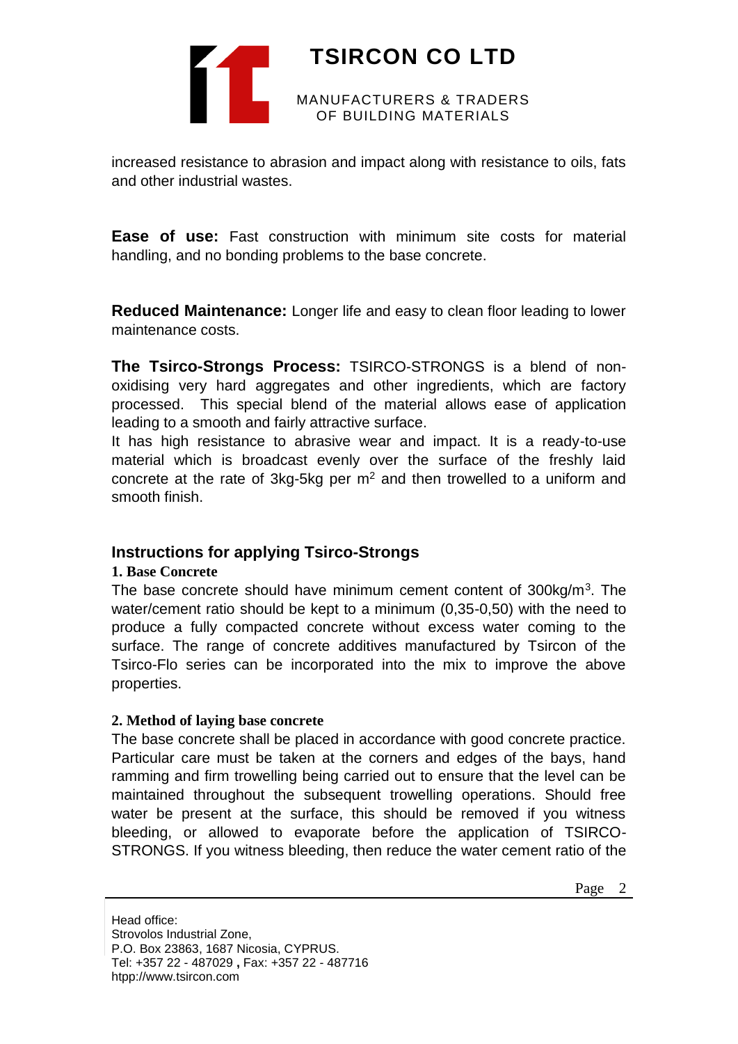increased resistance to abrasion and impact along with resistance to oils, fats and other industrial wastes.

**Ease of use:** Fast construction with minimum site costs for material handling, and no bonding problems to the base concrete.

**Reduced Maintenance:** Longer life and easy to clean floor leading to lower maintenance costs.

**The Tsirco-Strongs Process:** TSIRCO-STRONGS is a blend of non-oxidising very hard aggregates and other ingredients, which are factory processed. This special blend of the material allows ease of application leading to a smooth and fairly attractive surface.

It has high resistance to abrasive wear and impact. It is a ready-to-use material which is broadcast evenly over the surface of the freshly laid concrete at the rate of 3kg-5kg per $m^2$ and then trowelled to a uniform and smooth finish.

## Instructions for applying Tsirco-Strongs

### 1. Base Concrete

The base concrete should have minimum cement content of 300kg/$m^3$. The water/cement ratio should be kept to a minimum (0,35-0,50) with the need to produce a fully compacted concrete without excess water coming to the surface. The range of concrete additives manufactured by Tsircon of the Tsirco-Flo series can be incorporated into the mix to improve the above properties.

### 2. Method of laying base concrete

The base concrete shall be placed in accordance with good concrete practice. Particular care must be taken at the corners and edges of the bays, hand ramming and firm trowelling being carried out to ensure that the level can be maintained throughout the subsequent trowelling operations. Should free water be present at the surface, this should be removed if you witness bleeding, or allowed to evaporate before the application of TSIRCO-STRONGS. If you witness bleeding, then reduce the water cement ratio of the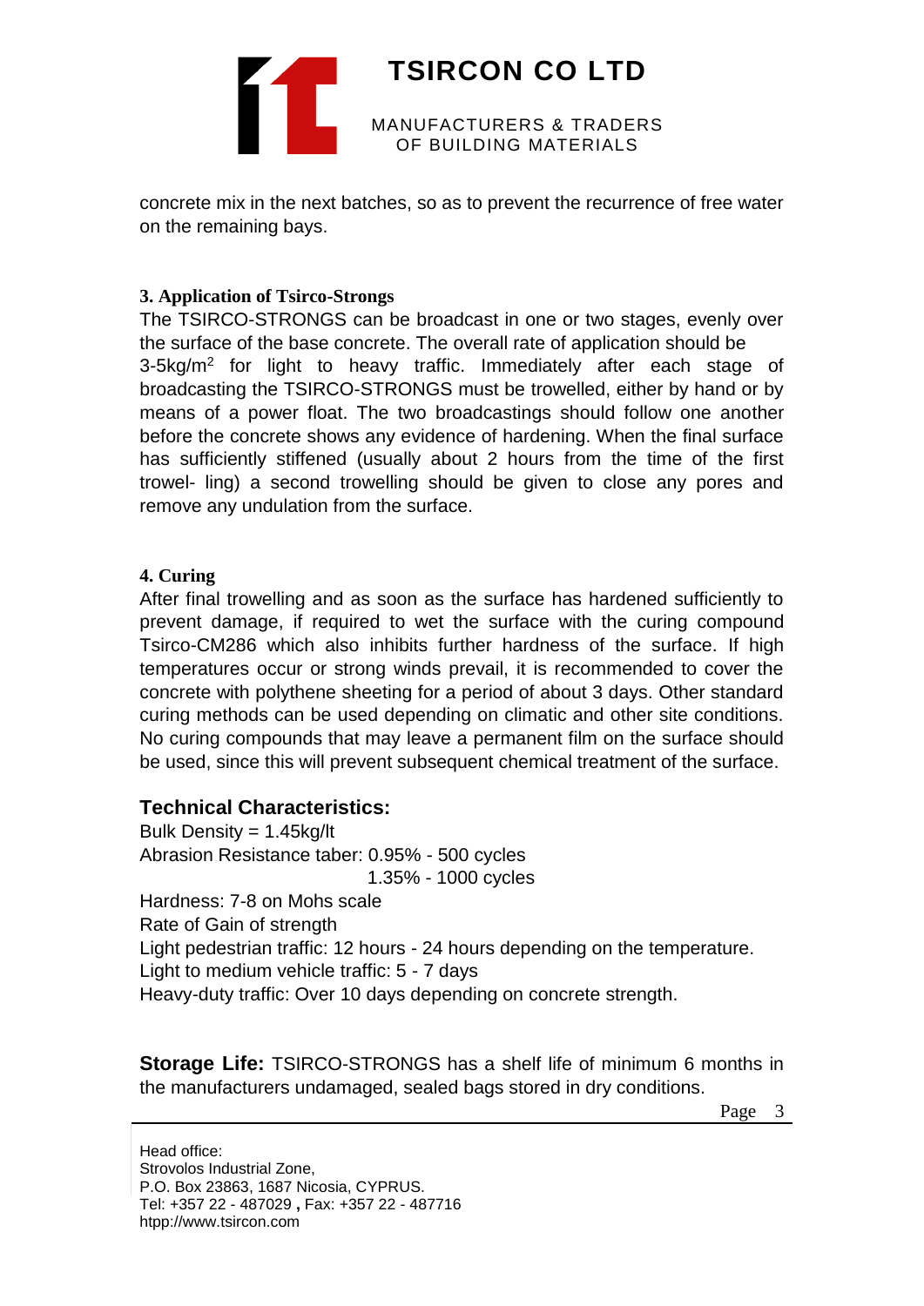concrete mix in the next batches, so as to prevent the recurrence of free water on the remaining bays.

### 3. Application of Tsirco-Strongs

The TSIRCO-STRONGS can be broadcast in one or two stages, evenly over the surface of the base concrete. The overall rate of application should be 3-5kg/$m^2$ for light to heavy traffic. Immediately after each stage of broadcasting the TSIRCO-STRONGS must be trowelled, either by hand or by means of a power float. The two broadcastings should follow one another before the concrete shows any evidence of hardening. When the final surface has sufficiently stiffened (usually about 2 hours from the time of the first trowel- ling) a second trowelling should be given to close any pores and remove any undulation from the surface.

### 4. Curing

After final trowelling and as soon as the surface has hardened sufficiently to prevent damage, if required to wet the surface with the curing compound Tsirco-CM286 which also inhibits further hardness of the surface. If high temperatures occur or strong winds prevail, it is recommended to cover the concrete with polythene sheeting for a period of about 3 days. Other standard curing methods can be used depending on climatic and other site conditions. No curing compounds that may leave a permanent film on the surface should be used, since this will prevent subsequent chemical treatment of the surface.

## Technical Characteristics:

Bulk Density = 1.45kg/lt
Abrasion Resistance taber: 0.95% - 500 cycles
1.35% - 1000 cycles
Hardness: 7-8 on Mohs scale
Rate of Gain of strength
Light pedestrian traffic: 12 hours - 24 hours depending on the temperature.
Light to medium vehicle traffic: 5 - 7 days
Heavy-duty traffic: Over 10 days depending on concrete strength.

**Storage Life:** TSIRCO-STRONGS has a shelf life of minimum 6 months in the manufacturers undamaged, sealed bags stored in dry conditions.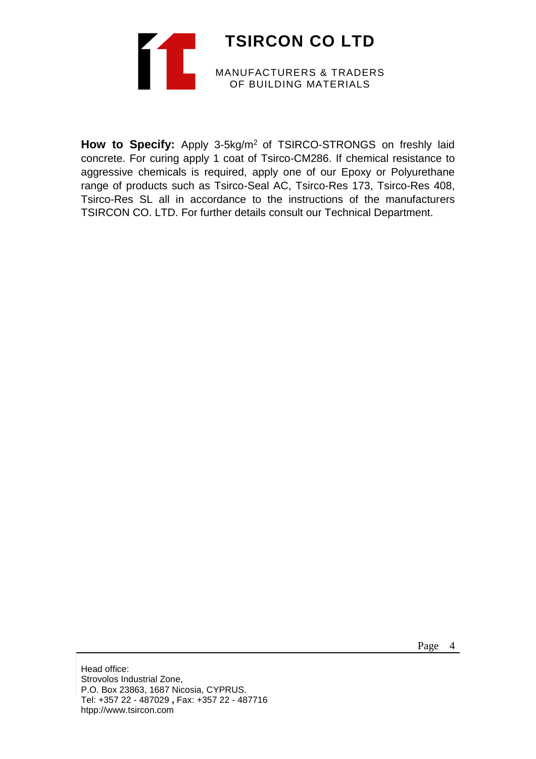**How to Specify:** Apply 3-5kg/$m^2$ of TSIRCO-STRONGS on freshly laid concrete. For curing apply 1 coat of Tsirco-CM286. If chemical resistance to aggressive chemicals is required, apply one of our Epoxy or Polyurethane range of products such as Tsirco-Seal AC, Tsirco-Res 173, Tsirco-Res 408, Tsirco-Res SL all in accordance to the instructions of the manufacturers TSIRCON CO. LTD. For further details consult our Technical Department.